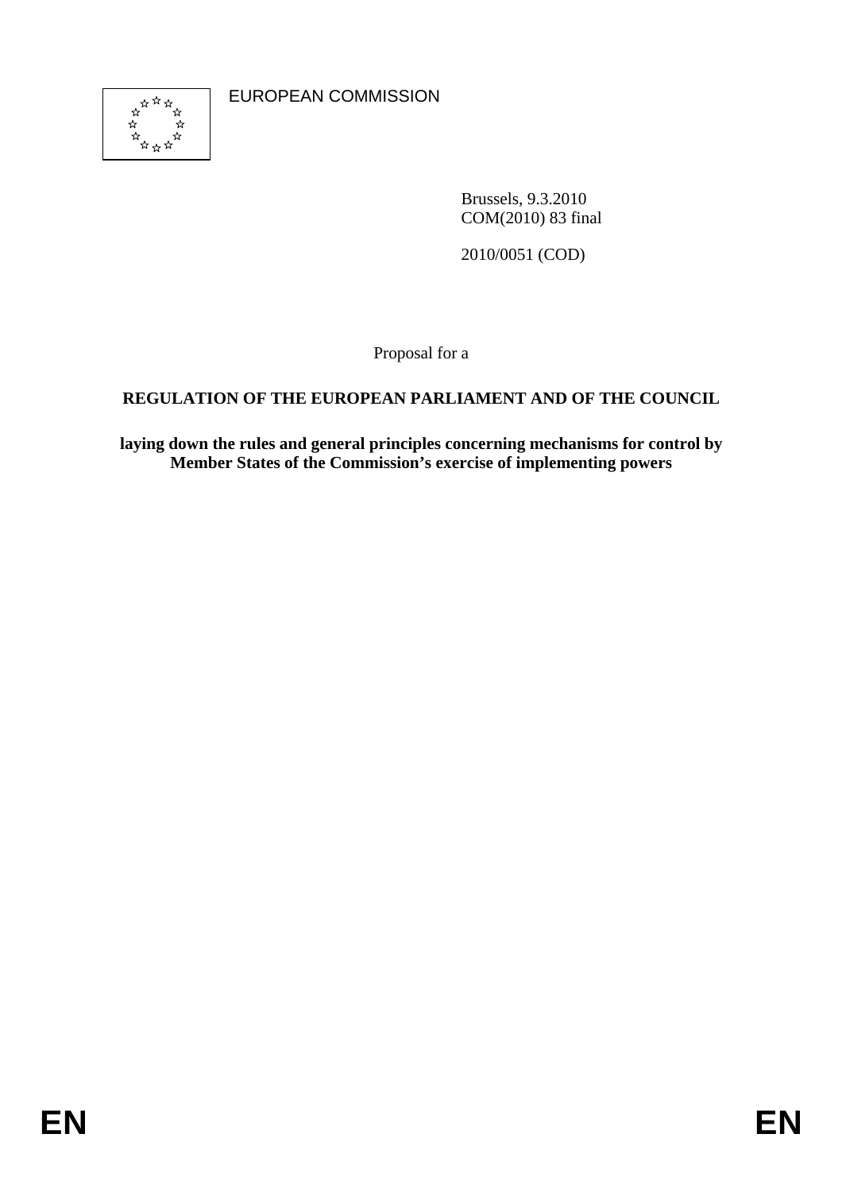EUROPEAN COMMISSION

Brussels, 9.3.2010
COM(2010) 83 final

2010/0051 (COD)

Proposal for a

**REGULATION OF THE EUROPEAN PARLIAMENT AND OF THE COUNCIL**

**laying down the rules and general principles concerning mechanisms for control by Member States of the Commission's exercise of implementing powers**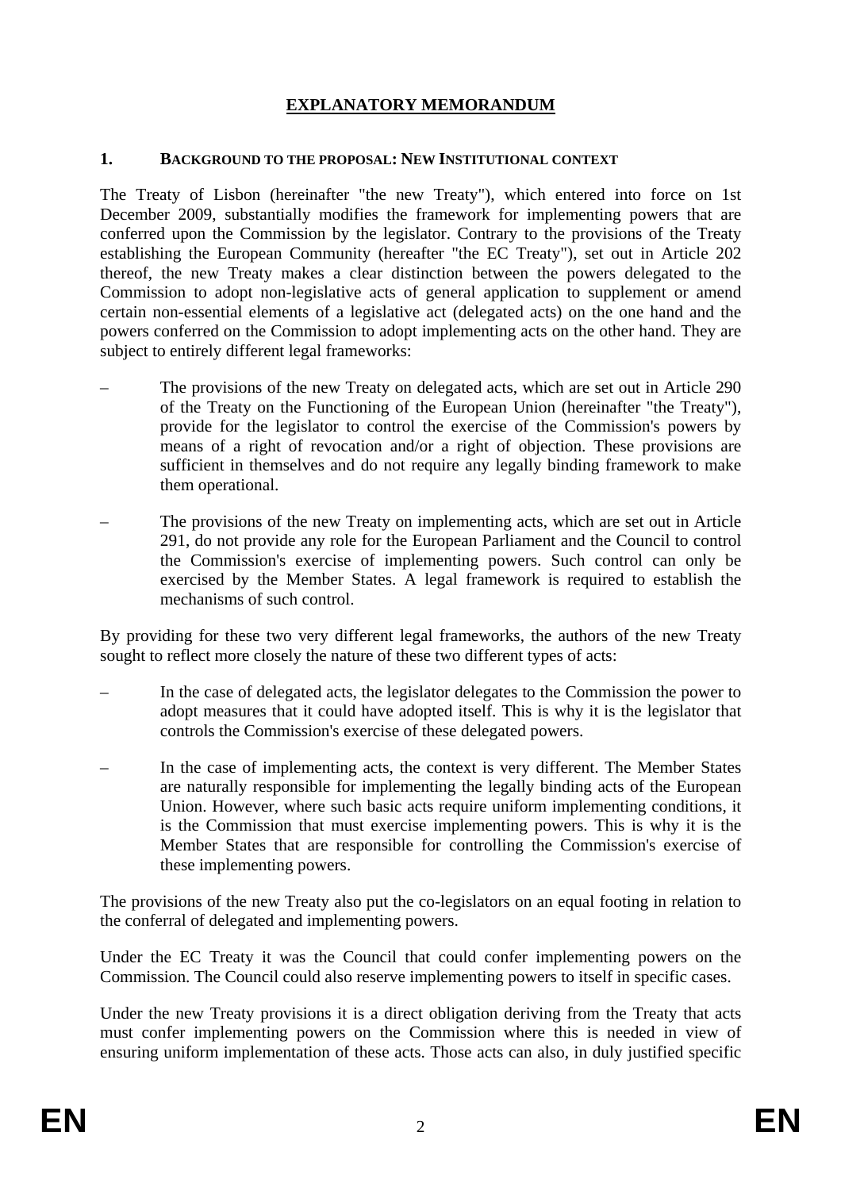# EXPLANATORY MEMORANDUM

## 1. BACKGROUND TO THE PROPOSAL: NEW INSTITUTIONAL CONTEXT

The Treaty of Lisbon (hereinafter "the new Treaty"), which entered into force on 1st December 2009, substantially modifies the framework for implementing powers that are conferred upon the Commission by the legislator. Contrary to the provisions of the Treaty establishing the European Community (hereafter "the EC Treaty"), set out in Article 202 thereof, the new Treaty makes a clear distinction between the powers delegated to the Commission to adopt non-legislative acts of general application to supplement or amend certain non-essential elements of a legislative act (delegated acts) on the one hand and the powers conferred on the Commission to adopt implementing acts on the other hand. They are subject to entirely different legal frameworks:

– The provisions of the new Treaty on delegated acts, which are set out in Article 290 of the Treaty on the Functioning of the European Union (hereinafter "the Treaty"), provide for the legislator to control the exercise of the Commission's powers by means of a right of revocation and/or a right of objection. These provisions are sufficient in themselves and do not require any legally binding framework to make them operational.

– The provisions of the new Treaty on implementing acts, which are set out in Article 291, do not provide any role for the European Parliament and the Council to control the Commission's exercise of implementing powers. Such control can only be exercised by the Member States. A legal framework is required to establish the mechanisms of such control.

By providing for these two very different legal frameworks, the authors of the new Treaty sought to reflect more closely the nature of these two different types of acts:

– In the case of delegated acts, the legislator delegates to the Commission the power to adopt measures that it could have adopted itself. This is why it is the legislator that controls the Commission's exercise of these delegated powers.

– In the case of implementing acts, the context is very different. The Member States are naturally responsible for implementing the legally binding acts of the European Union. However, where such basic acts require uniform implementing conditions, it is the Commission that must exercise implementing powers. This is why it is the Member States that are responsible for controlling the Commission's exercise of these implementing powers.

The provisions of the new Treaty also put the co-legislators on an equal footing in relation to the conferral of delegated and implementing powers.

Under the EC Treaty it was the Council that could confer implementing powers on the Commission. The Council could also reserve implementing powers to itself in specific cases.

Under the new Treaty provisions it is a direct obligation deriving from the Treaty that acts must confer implementing powers on the Commission where this is needed in view of ensuring uniform implementation of these acts. Those acts can also, in duly justified specific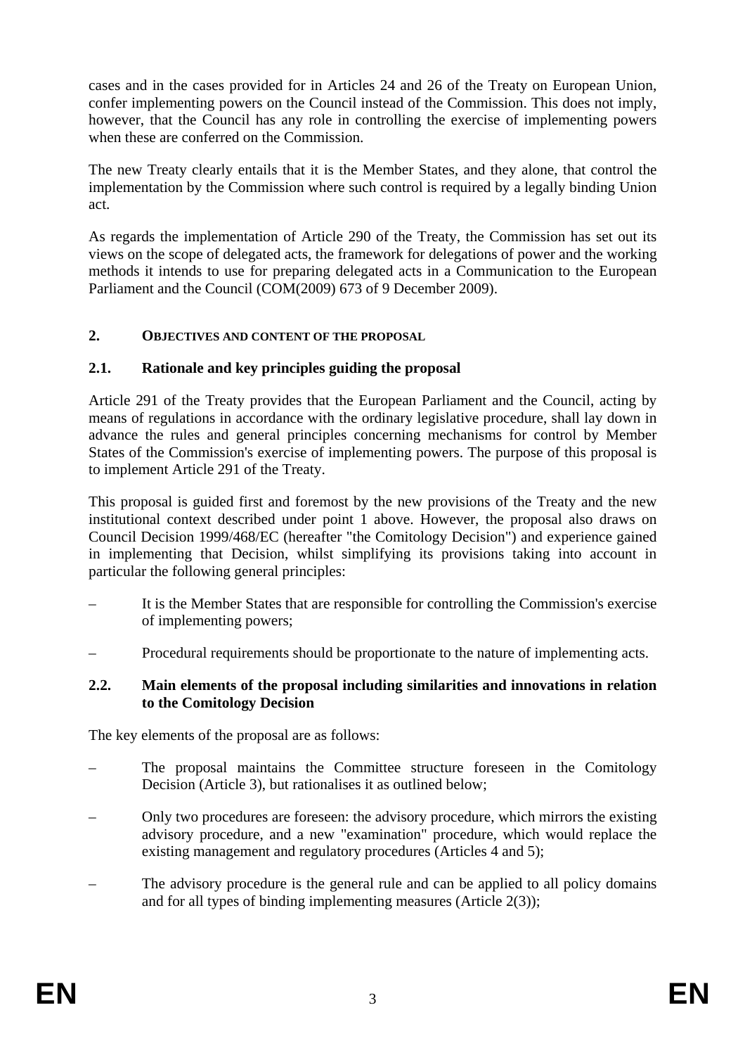cases and in the cases provided for in Articles 24 and 26 of the Treaty on European Union, confer implementing powers on the Council instead of the Commission. This does not imply, however, that the Council has any role in controlling the exercise of implementing powers when these are conferred on the Commission.

The new Treaty clearly entails that it is the Member States, and they alone, that control the implementation by the Commission where such control is required by a legally binding Union act.

As regards the implementation of Article 290 of the Treaty, the Commission has set out its views on the scope of delegated acts, the framework for delegations of power and the working methods it intends to use for preparing delegated acts in a Communication to the European Parliament and the Council (COM(2009) 673 of 9 December 2009).

## 2. OBJECTIVES AND CONTENT OF THE PROPOSAL

### 2.1. Rationale and key principles guiding the proposal

Article 291 of the Treaty provides that the European Parliament and the Council, acting by means of regulations in accordance with the ordinary legislative procedure, shall lay down in advance the rules and general principles concerning mechanisms for control by Member States of the Commission's exercise of implementing powers. The purpose of this proposal is to implement Article 291 of the Treaty.

This proposal is guided first and foremost by the new provisions of the Treaty and the new institutional context described under point 1 above. However, the proposal also draws on Council Decision 1999/468/EC (hereafter "the Comitology Decision") and experience gained in implementing that Decision, whilst simplifying its provisions taking into account in particular the following general principles:

– It is the Member States that are responsible for controlling the Commission's exercise of implementing powers;

– Procedural requirements should be proportionate to the nature of implementing acts.

### 2.2. Main elements of the proposal including similarities and innovations in relation to the Comitology Decision

The key elements of the proposal are as follows:

– The proposal maintains the Committee structure foreseen in the Comitology Decision (Article 3), but rationalises it as outlined below;

– Only two procedures are foreseen: the advisory procedure, which mirrors the existing advisory procedure, and a new "examination" procedure, which would replace the existing management and regulatory procedures (Articles 4 and 5);

– The advisory procedure is the general rule and can be applied to all policy domains and for all types of binding implementing measures (Article 2(3));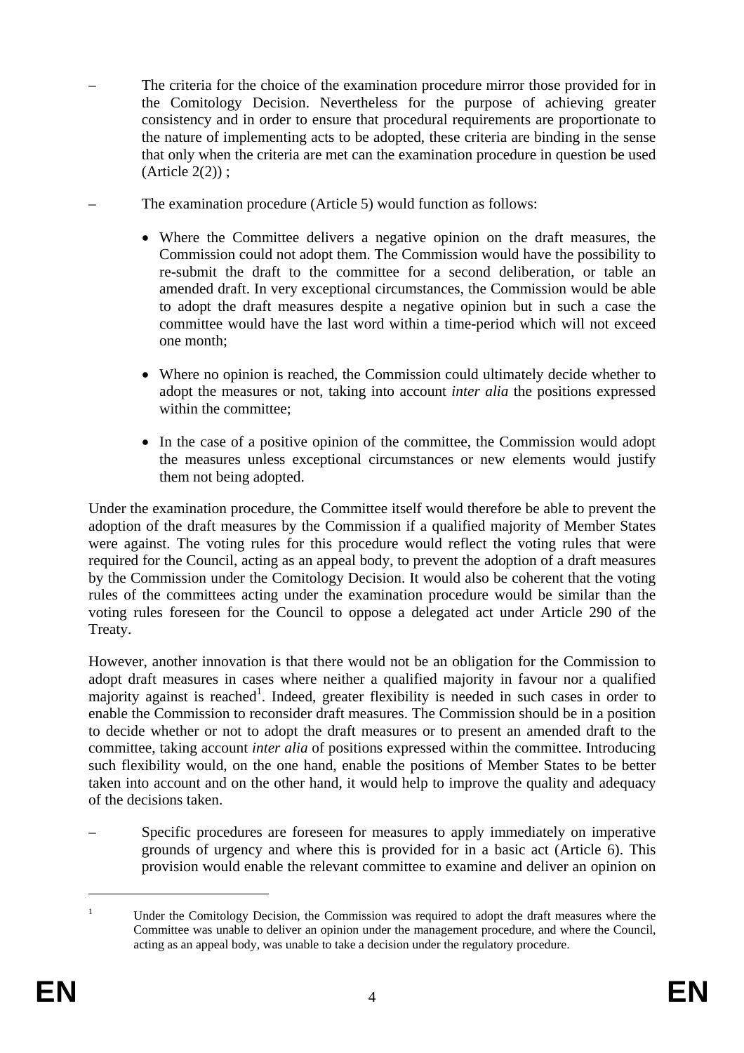- The criteria for the choice of the examination procedure mirror those provided for in the Comitology Decision. Nevertheless for the purpose of achieving greater consistency and in order to ensure that procedural requirements are proportionate to the nature of implementing acts to be adopted, these criteria are binding in the sense that only when the criteria are met can the examination procedure in question be used (Article 2(2)) ;

- The examination procedure (Article 5) would function as follows:

  - Where the Committee delivers a negative opinion on the draft measures, the Commission could not adopt them. The Commission would have the possibility to re-submit the draft to the committee for a second deliberation, or table an amended draft. In very exceptional circumstances, the Commission would be able to adopt the draft measures despite a negative opinion but in such a case the committee would have the last word within a time-period which will not exceed one month;

  - Where no opinion is reached, the Commission could ultimately decide whether to adopt the measures or not, taking into account *inter alia* the positions expressed within the committee;

  - In the case of a positive opinion of the committee, the Commission would adopt the measures unless exceptional circumstances or new elements would justify them not being adopted.

Under the examination procedure, the Committee itself would therefore be able to prevent the adoption of the draft measures by the Commission if a qualified majority of Member States were against. The voting rules for this procedure would reflect the voting rules that were required for the Council, acting as an appeal body, to prevent the adoption of a draft measures by the Commission under the Comitology Decision. It would also be coherent that the voting rules of the committees acting under the examination procedure would be similar than the voting rules foreseen for the Council to oppose a delegated act under Article 290 of the Treaty.

However, another innovation is that there would not be an obligation for the Commission to adopt draft measures in cases where neither a qualified majority in favour nor a qualified majority against is reached[1]. Indeed, greater flexibility is needed in such cases in order to enable the Commission to reconsider draft measures. The Commission should be in a position to decide whether or not to adopt the draft measures or to present an amended draft to the committee, taking account *inter alia* of positions expressed within the committee. Introducing such flexibility would, on the one hand, enable the positions of Member States to be better taken into account and on the other hand, it would help to improve the quality and adequacy of the decisions taken.

- Specific procedures are foreseen for measures to apply immediately on imperative grounds of urgency and where this is provided for in a basic act (Article 6). This provision would enable the relevant committee to examine and deliver an opinion on

[1] Under the Comitology Decision, the Commission was required to adopt the draft measures where the Committee was unable to deliver an opinion under the management procedure, and where the Council, acting as an appeal body, was unable to take a decision under the regulatory procedure.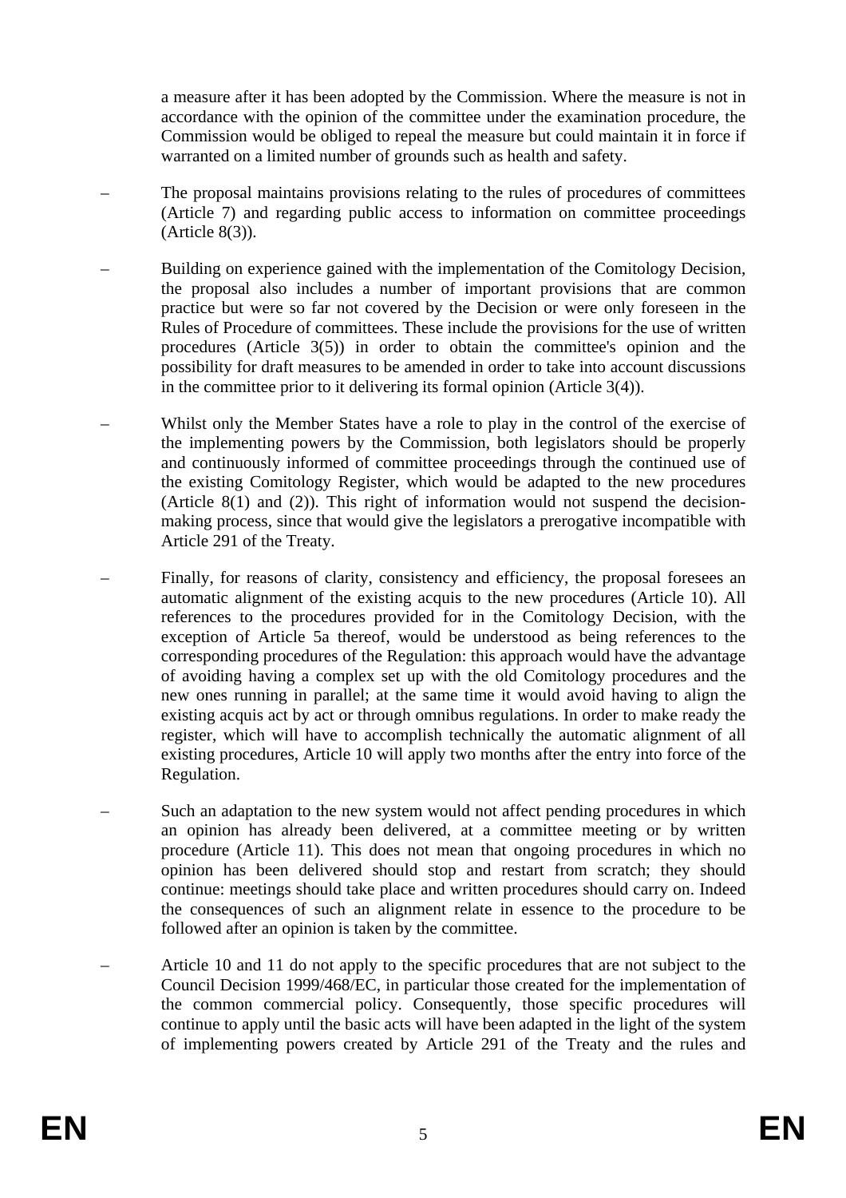a measure after it has been adopted by the Commission. Where the measure is not in accordance with the opinion of the committee under the examination procedure, the Commission would be obliged to repeal the measure but could maintain it in force if warranted on a limited number of grounds such as health and safety.

- The proposal maintains provisions relating to the rules of procedures of committees (Article 7) and regarding public access to information on committee proceedings (Article 8(3)).

- Building on experience gained with the implementation of the Comitology Decision, the proposal also includes a number of important provisions that are common practice but were so far not covered by the Decision or were only foreseen in the Rules of Procedure of committees. These include the provisions for the use of written procedures (Article 3(5)) in order to obtain the committee's opinion and the possibility for draft measures to be amended in order to take into account discussions in the committee prior to it delivering its formal opinion (Article 3(4)).

- Whilst only the Member States have a role to play in the control of the exercise of the implementing powers by the Commission, both legislators should be properly and continuously informed of committee proceedings through the continued use of the existing Comitology Register, which would be adapted to the new procedures (Article 8(1) and (2)). This right of information would not suspend the decision-making process, since that would give the legislators a prerogative incompatible with Article 291 of the Treaty.

- Finally, for reasons of clarity, consistency and efficiency, the proposal foresees an automatic alignment of the existing acquis to the new procedures (Article 10). All references to the procedures provided for in the Comitology Decision, with the exception of Article 5a thereof, would be understood as being references to the corresponding procedures of the Regulation: this approach would have the advantage of avoiding having a complex set up with the old Comitology procedures and the new ones running in parallel; at the same time it would avoid having to align the existing acquis act by act or through omnibus regulations. In order to make ready the register, which will have to accomplish technically the automatic alignment of all existing procedures, Article 10 will apply two months after the entry into force of the Regulation.

- Such an adaptation to the new system would not affect pending procedures in which an opinion has already been delivered, at a committee meeting or by written procedure (Article 11). This does not mean that ongoing procedures in which no opinion has been delivered should stop and restart from scratch; they should continue: meetings should take place and written procedures should carry on. Indeed the consequences of such an alignment relate in essence to the procedure to be followed after an opinion is taken by the committee.

- Article 10 and 11 do not apply to the specific procedures that are not subject to the Council Decision 1999/468/EC, in particular those created for the implementation of the common commercial policy. Consequently, those specific procedures will continue to apply until the basic acts will have been adapted in the light of the system of implementing powers created by Article 291 of the Treaty and the rules and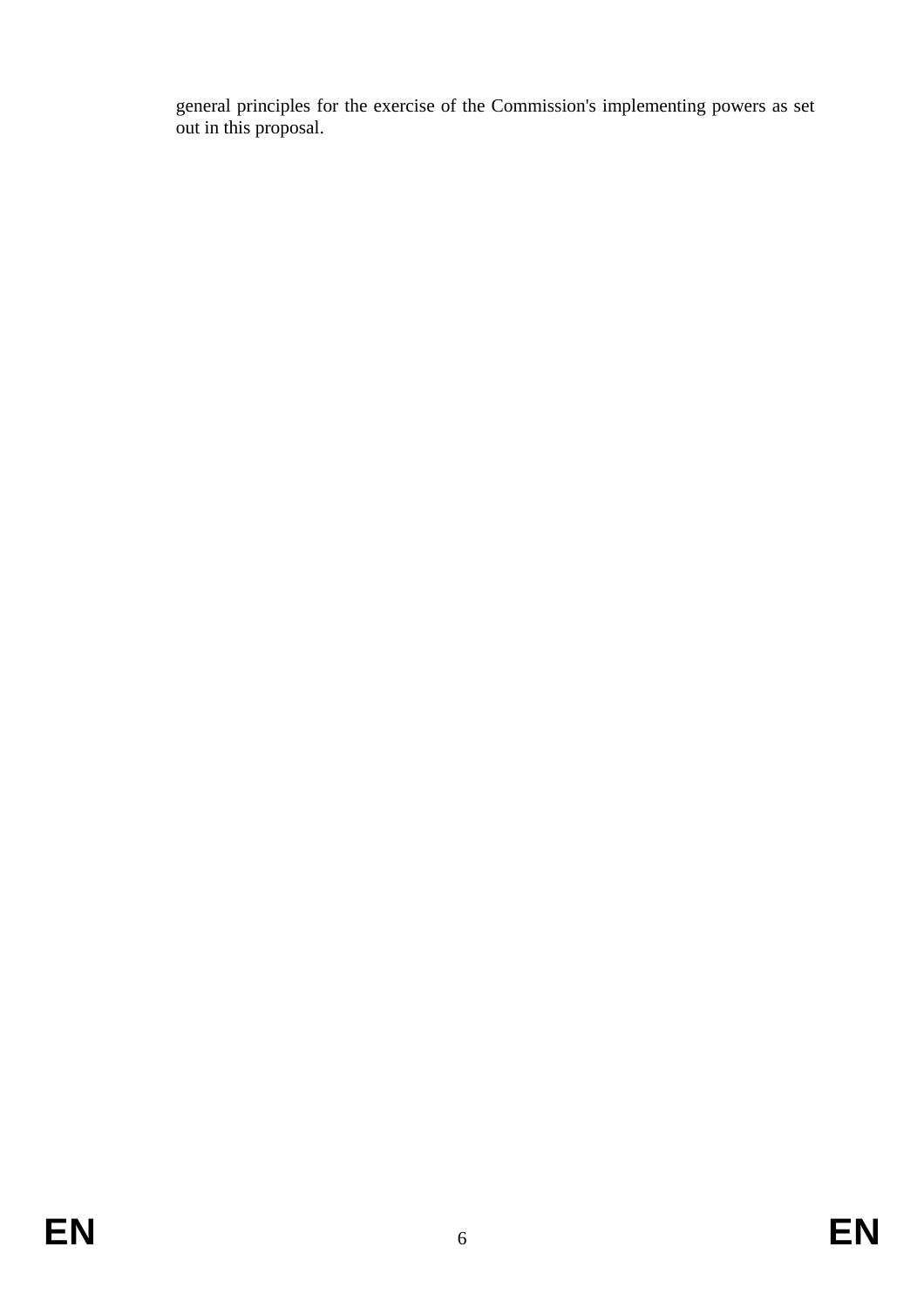general principles for the exercise of the Commission's implementing powers as set out in this proposal.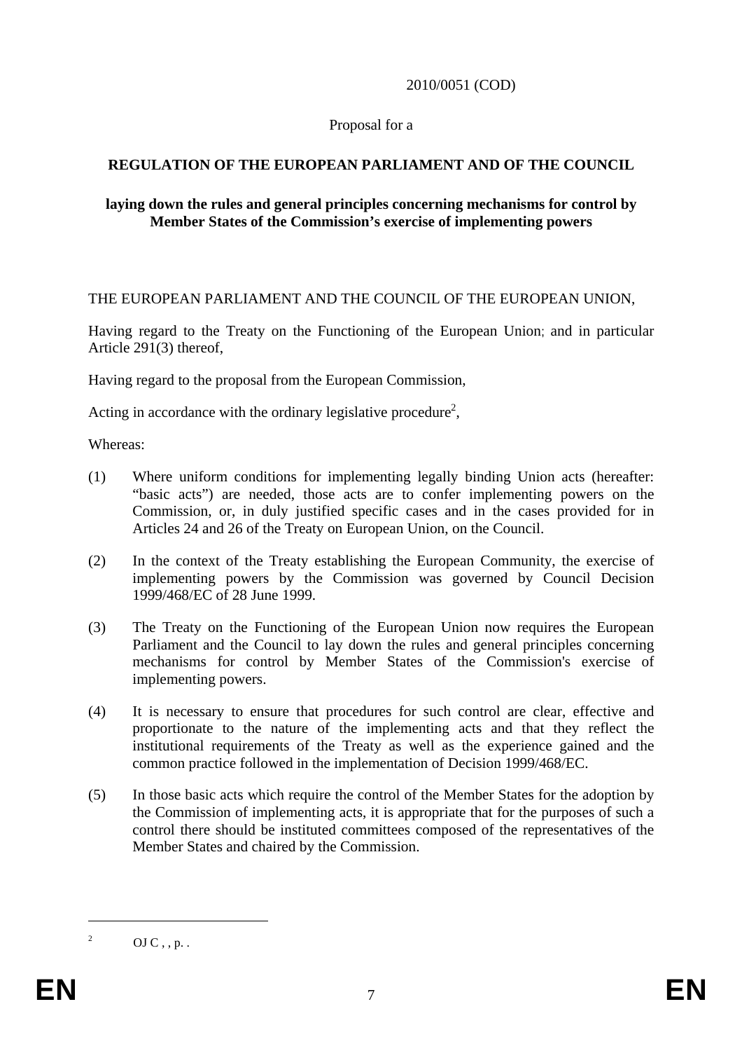2010/0051 (COD)

Proposal for a

**REGULATION OF THE EUROPEAN PARLIAMENT AND OF THE COUNCIL**

**laying down the rules and general principles concerning mechanisms for control by Member States of the Commission's exercise of implementing powers**

THE EUROPEAN PARLIAMENT AND THE COUNCIL OF THE EUROPEAN UNION,

Having regard to the Treaty on the Functioning of the European Union; and in particular Article 291(3) thereof,

Having regard to the proposal from the European Commission,

Acting in accordance with the ordinary legislative procedure[2],

Whereas:

(1) Where uniform conditions for implementing legally binding Union acts (hereafter: "basic acts") are needed, those acts are to confer implementing powers on the Commission, or, in duly justified specific cases and in the cases provided for in Articles 24 and 26 of the Treaty on European Union, on the Council.

(2) In the context of the Treaty establishing the European Community, the exercise of implementing powers by the Commission was governed by Council Decision 1999/468/EC of 28 June 1999.

(3) The Treaty on the Functioning of the European Union now requires the European Parliament and the Council to lay down the rules and general principles concerning mechanisms for control by Member States of the Commission's exercise of implementing powers.

(4) It is necessary to ensure that procedures for such control are clear, effective and proportionate to the nature of the implementing acts and that they reflect the institutional requirements of the Treaty as well as the experience gained and the common practice followed in the implementation of Decision 1999/468/EC.

(5) In those basic acts which require the control of the Member States for the adoption by the Commission of implementing acts, it is appropriate that for the purposes of such a control there should be instituted committees composed of the representatives of the Member States and chaired by the Commission.

---

[2] OJ C , , p. .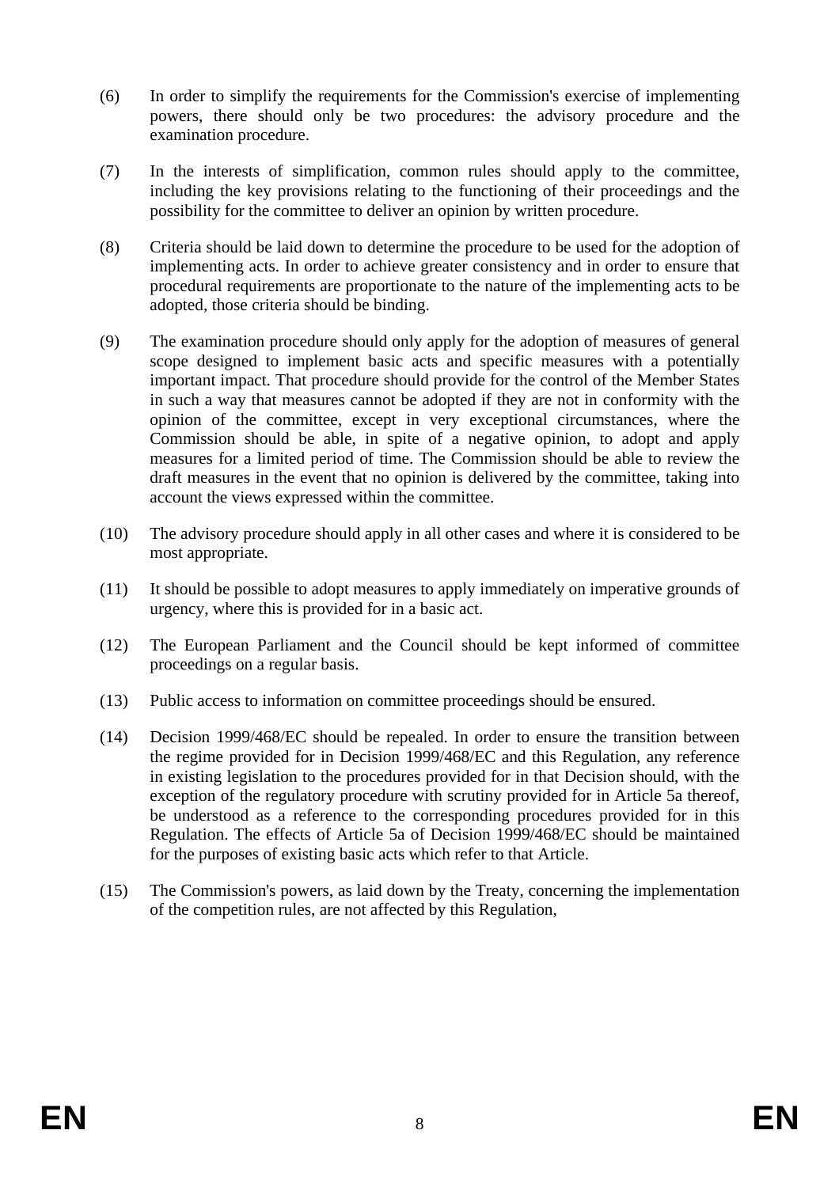(6) In order to simplify the requirements for the Commission's exercise of implementing powers, there should only be two procedures: the advisory procedure and the examination procedure.

(7) In the interests of simplification, common rules should apply to the committee, including the key provisions relating to the functioning of their proceedings and the possibility for the committee to deliver an opinion by written procedure.

(8) Criteria should be laid down to determine the procedure to be used for the adoption of implementing acts. In order to achieve greater consistency and in order to ensure that procedural requirements are proportionate to the nature of the implementing acts to be adopted, those criteria should be binding.

(9) The examination procedure should only apply for the adoption of measures of general scope designed to implement basic acts and specific measures with a potentially important impact. That procedure should provide for the control of the Member States in such a way that measures cannot be adopted if they are not in conformity with the opinion of the committee, except in very exceptional circumstances, where the Commission should be able, in spite of a negative opinion, to adopt and apply measures for a limited period of time. The Commission should be able to review the draft measures in the event that no opinion is delivered by the committee, taking into account the views expressed within the committee.

(10) The advisory procedure should apply in all other cases and where it is considered to be most appropriate.

(11) It should be possible to adopt measures to apply immediately on imperative grounds of urgency, where this is provided for in a basic act.

(12) The European Parliament and the Council should be kept informed of committee proceedings on a regular basis.

(13) Public access to information on committee proceedings should be ensured.

(14) Decision 1999/468/EC should be repealed. In order to ensure the transition between the regime provided for in Decision 1999/468/EC and this Regulation, any reference in existing legislation to the procedures provided for in that Decision should, with the exception of the regulatory procedure with scrutiny provided for in Article 5a thereof, be understood as a reference to the corresponding procedures provided for in this Regulation. The effects of Article 5a of Decision 1999/468/EC should be maintained for the purposes of existing basic acts which refer to that Article.

(15) The Commission's powers, as laid down by the Treaty, concerning the implementation of the competition rules, are not affected by this Regulation,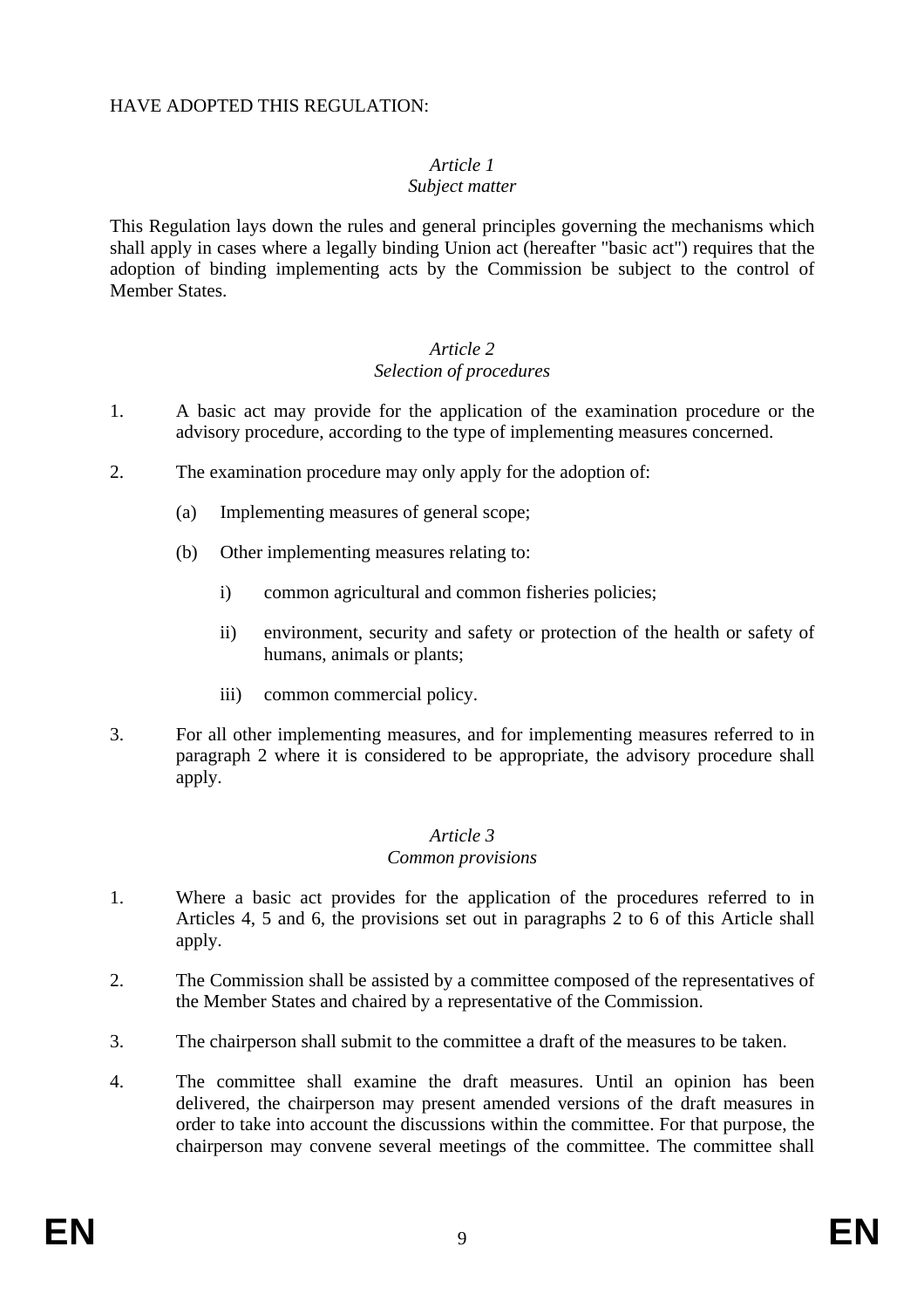HAVE ADOPTED THIS REGULATION:

*Article 1*
*Subject matter*

This Regulation lays down the rules and general principles governing the mechanisms which shall apply in cases where a legally binding Union act (hereafter "basic act") requires that the adoption of binding implementing acts by the Commission be subject to the control of Member States.

*Article 2*
*Selection of procedures*

1. A basic act may provide for the application of the examination procedure or the advisory procedure, according to the type of implementing measures concerned.

2. The examination procedure may only apply for the adoption of:

   (a) Implementing measures of general scope;

   (b) Other implementing measures relating to:

      i) common agricultural and common fisheries policies;

      ii) environment, security and safety or protection of the health or safety of humans, animals or plants;

      iii) common commercial policy.

3. For all other implementing measures, and for implementing measures referred to in paragraph 2 where it is considered to be appropriate, the advisory procedure shall apply.

*Article 3*
*Common provisions*

1. Where a basic act provides for the application of the procedures referred to in Articles 4, 5 and 6, the provisions set out in paragraphs 2 to 6 of this Article shall apply.

2. The Commission shall be assisted by a committee composed of the representatives of the Member States and chaired by a representative of the Commission.

3. The chairperson shall submit to the committee a draft of the measures to be taken.

4. The committee shall examine the draft measures. Until an opinion has been delivered, the chairperson may present amended versions of the draft measures in order to take into account the discussions within the committee. For that purpose, the chairperson may convene several meetings of the committee. The committee shall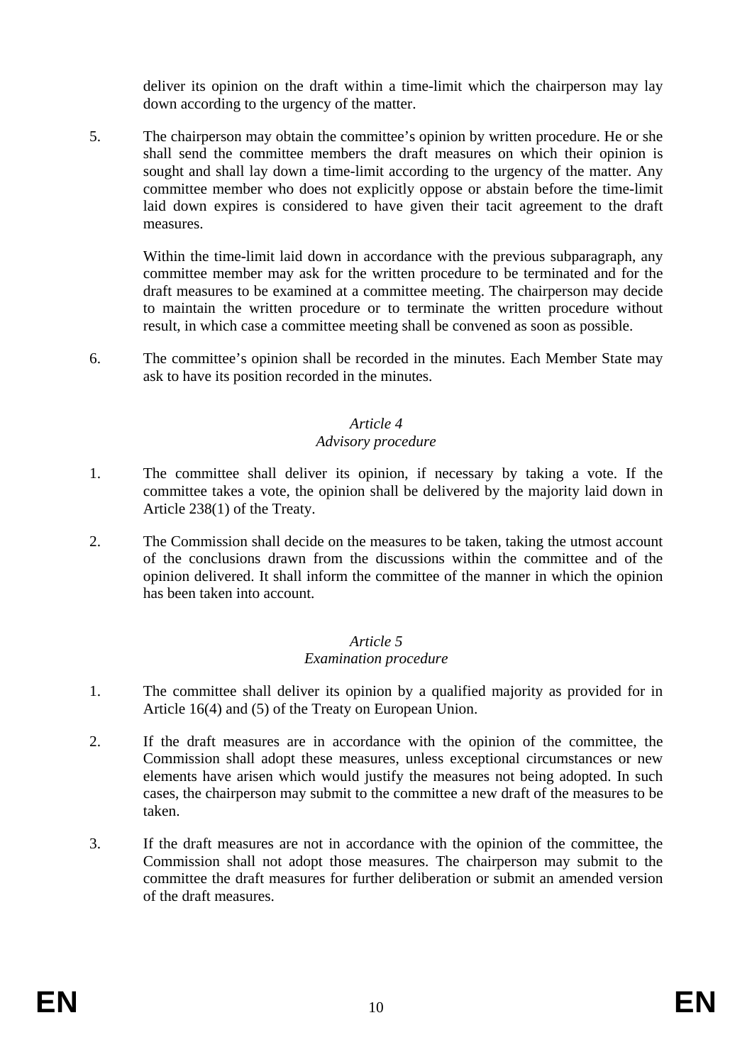deliver its opinion on the draft within a time-limit which the chairperson may lay down according to the urgency of the matter.

5. The chairperson may obtain the committee's opinion by written procedure. He or she shall send the committee members the draft measures on which their opinion is sought and shall lay down a time-limit according to the urgency of the matter. Any committee member who does not explicitly oppose or abstain before the time-limit laid down expires is considered to have given their tacit agreement to the draft measures.

   Within the time-limit laid down in accordance with the previous subparagraph, any committee member may ask for the written procedure to be terminated and for the draft measures to be examined at a committee meeting. The chairperson may decide to maintain the written procedure or to terminate the written procedure without result, in which case a committee meeting shall be convened as soon as possible.

6. The committee's opinion shall be recorded in the minutes. Each Member State may ask to have its position recorded in the minutes.

*Article 4*
*Advisory procedure*

1. The committee shall deliver its opinion, if necessary by taking a vote. If the committee takes a vote, the opinion shall be delivered by the majority laid down in Article 238(1) of the Treaty.

2. The Commission shall decide on the measures to be taken, taking the utmost account of the conclusions drawn from the discussions within the committee and of the opinion delivered. It shall inform the committee of the manner in which the opinion has been taken into account.

*Article 5*
*Examination procedure*

1. The committee shall deliver its opinion by a qualified majority as provided for in Article 16(4) and (5) of the Treaty on European Union.

2. If the draft measures are in accordance with the opinion of the committee, the Commission shall adopt these measures, unless exceptional circumstances or new elements have arisen which would justify the measures not being adopted. In such cases, the chairperson may submit to the committee a new draft of the measures to be taken.

3. If the draft measures are not in accordance with the opinion of the committee, the Commission shall not adopt those measures. The chairperson may submit to the committee the draft measures for further deliberation or submit an amended version of the draft measures.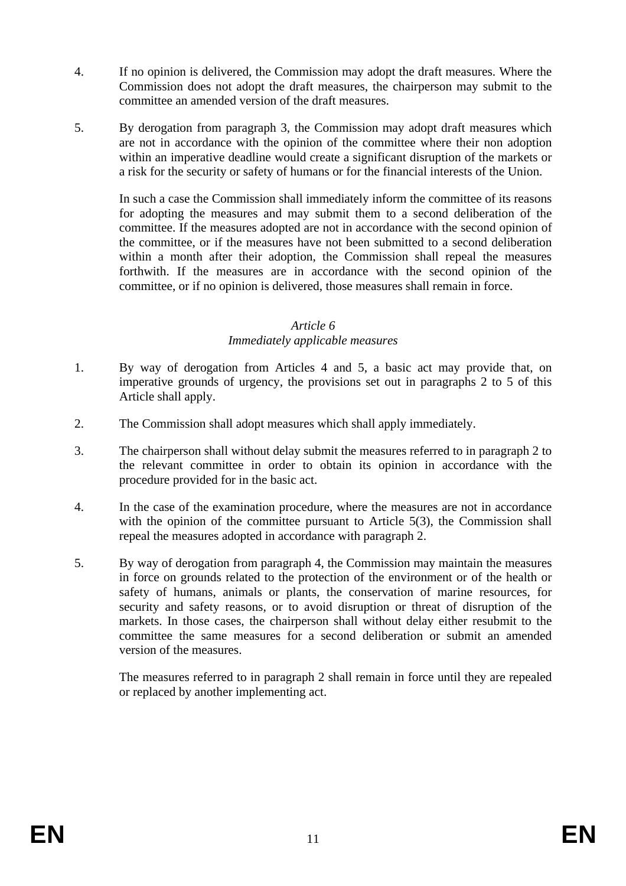4. If no opinion is delivered, the Commission may adopt the draft measures. Where the Commission does not adopt the draft measures, the chairperson may submit to the committee an amended version of the draft measures.

5. By derogation from paragraph 3, the Commission may adopt draft measures which are not in accordance with the opinion of the committee where their non adoption within an imperative deadline would create a significant disruption of the markets or a risk for the security or safety of humans or for the financial interests of the Union.

   In such a case the Commission shall immediately inform the committee of its reasons for adopting the measures and may submit them to a second deliberation of the committee. If the measures adopted are not in accordance with the second opinion of the committee, or if the measures have not been submitted to a second deliberation within a month after their adoption, the Commission shall repeal the measures forthwith. If the measures are in accordance with the second opinion of the committee, or if no opinion is delivered, those measures shall remain in force.

*Article 6*
*Immediately applicable measures*

1. By way of derogation from Articles 4 and 5, a basic act may provide that, on imperative grounds of urgency, the provisions set out in paragraphs 2 to 5 of this Article shall apply.

2. The Commission shall adopt measures which shall apply immediately.

3. The chairperson shall without delay submit the measures referred to in paragraph 2 to the relevant committee in order to obtain its opinion in accordance with the procedure provided for in the basic act.

4. In the case of the examination procedure, where the measures are not in accordance with the opinion of the committee pursuant to Article 5(3), the Commission shall repeal the measures adopted in accordance with paragraph 2.

5. By way of derogation from paragraph 4, the Commission may maintain the measures in force on grounds related to the protection of the environment or of the health or safety of humans, animals or plants, the conservation of marine resources, for security and safety reasons, or to avoid disruption or threat of disruption of the markets. In those cases, the chairperson shall without delay either resubmit to the committee the same measures for a second deliberation or submit an amended version of the measures.

   The measures referred to in paragraph 2 shall remain in force until they are repealed or replaced by another implementing act.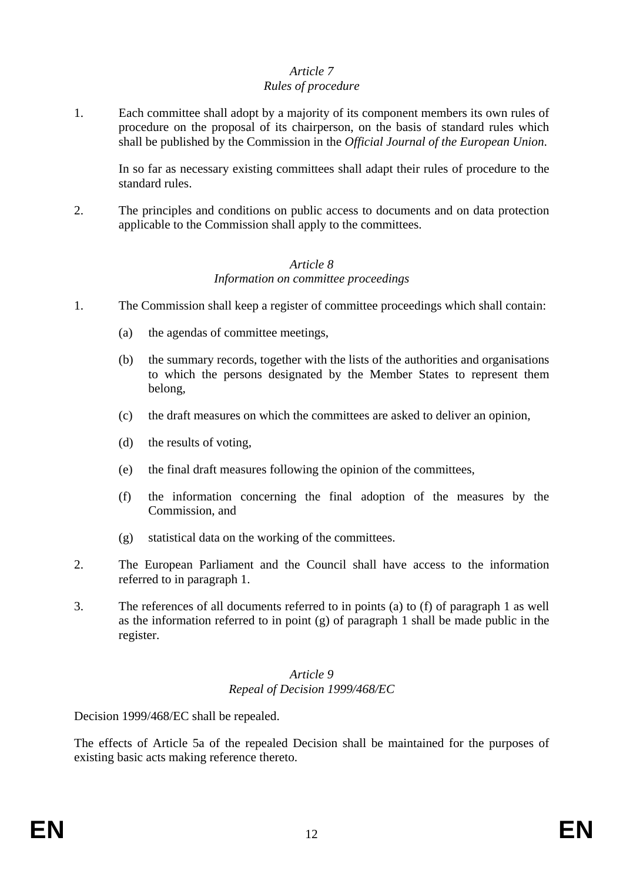*Article 7*
*Rules of procedure*

1. Each committee shall adopt by a majority of its component members its own rules of procedure on the proposal of its chairperson, on the basis of standard rules which shall be published by the Commission in the *Official Journal of the European Union.*

   In so far as necessary existing committees shall adapt their rules of procedure to the standard rules.

2. The principles and conditions on public access to documents and on data protection applicable to the Commission shall apply to the committees.

*Article 8*
*Information on committee proceedings*

1. The Commission shall keep a register of committee proceedings which shall contain:

   (a) the agendas of committee meetings,

   (b) the summary records, together with the lists of the authorities and organisations to which the persons designated by the Member States to represent them belong,

   (c) the draft measures on which the committees are asked to deliver an opinion,

   (d) the results of voting,

   (e) the final draft measures following the opinion of the committees,

   (f) the information concerning the final adoption of the measures by the Commission, and

   (g) statistical data on the working of the committees.

2. The European Parliament and the Council shall have access to the information referred to in paragraph 1.

3. The references of all documents referred to in points (a) to (f) of paragraph 1 as well as the information referred to in point (g) of paragraph 1 shall be made public in the register.

*Article 9*
*Repeal of Decision 1999/468/EC*

Decision 1999/468/EC shall be repealed.

The effects of Article 5a of the repealed Decision shall be maintained for the purposes of existing basic acts making reference thereto.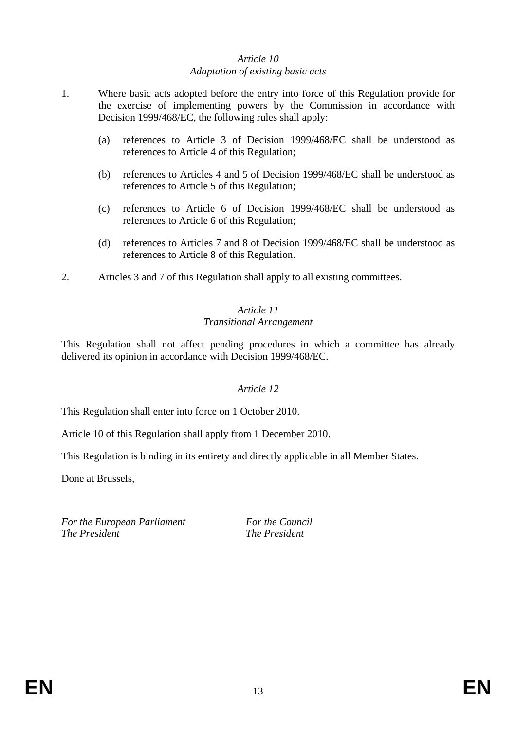*Article 10*
*Adaptation of existing basic acts*

1. Where basic acts adopted before the entry into force of this Regulation provide for the exercise of implementing powers by the Commission in accordance with Decision 1999/468/EC, the following rules shall apply:

   (a) references to Article 3 of Decision 1999/468/EC shall be understood as references to Article 4 of this Regulation;

   (b) references to Articles 4 and 5 of Decision 1999/468/EC shall be understood as references to Article 5 of this Regulation;

   (c) references to Article 6 of Decision 1999/468/EC shall be understood as references to Article 6 of this Regulation;

   (d) references to Articles 7 and 8 of Decision 1999/468/EC shall be understood as references to Article 8 of this Regulation.

2. Articles 3 and 7 of this Regulation shall apply to all existing committees.

*Article 11*
*Transitional Arrangement*

This Regulation shall not affect pending procedures in which a committee has already delivered its opinion in accordance with Decision 1999/468/EC.

*Article 12*

This Regulation shall enter into force on 1 October 2010.

Article 10 of this Regulation shall apply from 1 December 2010.

This Regulation is binding in its entirety and directly applicable in all Member States.

Done at Brussels,

*For the European Parliament*
*The President*

*For the Council*
*The President*